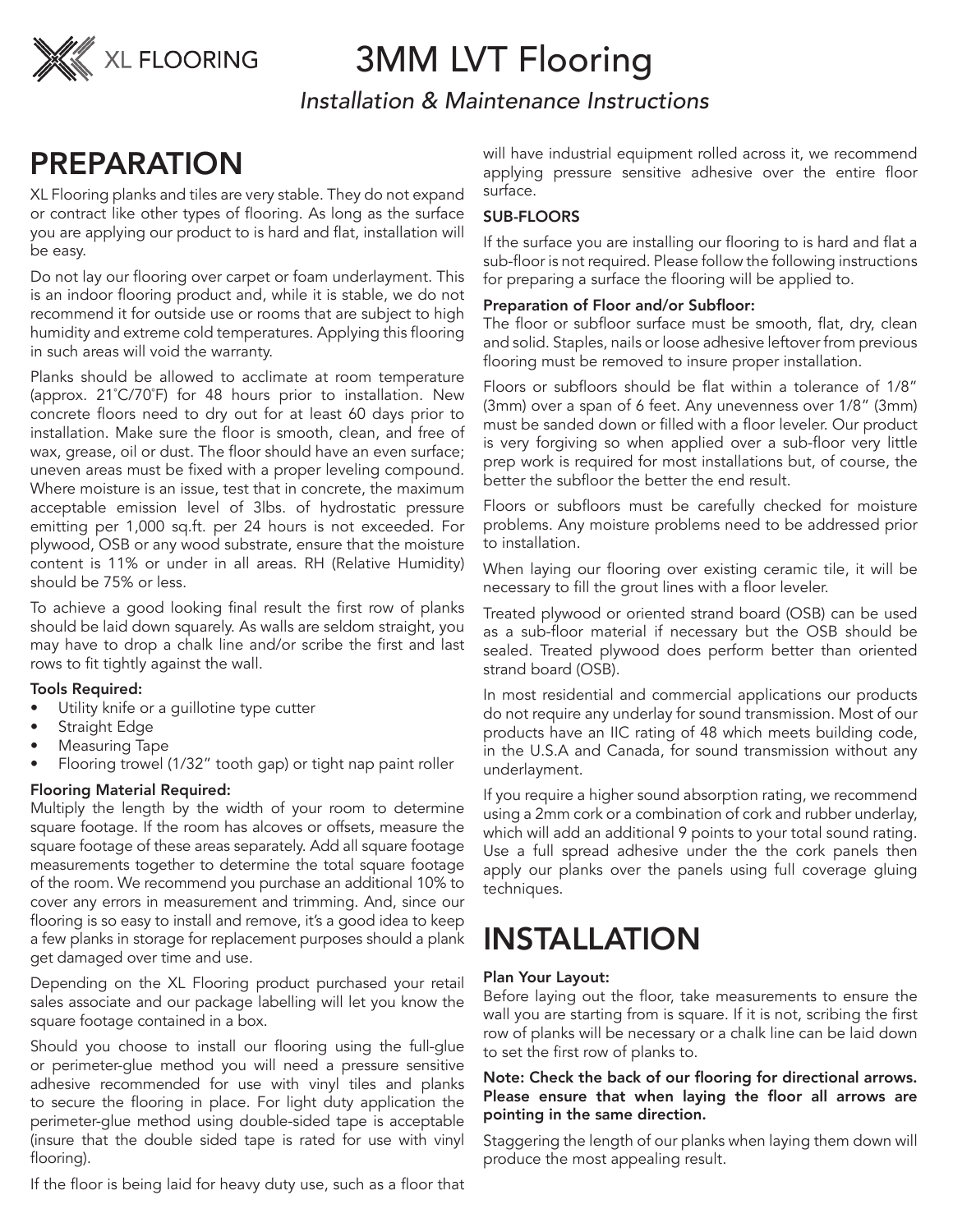# 3MM LVT Flooring

*Installation & Maintenance Instructions*

## PREPARATION

XL Flooring planks and tiles are very stable. They do not expand or contract like other types of flooring. As long as the surface you are applying our product to is hard and flat, installation will be easy.

Do not lay our flooring over carpet or foam underlayment. This is an indoor flooring product and, while it is stable, we do not recommend it for outside use or rooms that are subject to high humidity and extreme cold temperatures. Applying this flooring in such areas will void the warranty.

Planks should be allowed to acclimate at room temperature (approx. 21˚C/70˚F) for 48 hours prior to installation. New concrete floors need to dry out for at least 60 days prior to installation. Make sure the floor is smooth, clean, and free of wax, grease, oil or dust. The floor should have an even surface; uneven areas must be fixed with a proper leveling compound. Where moisture is an issue, test that in concrete, the maximum acceptable emission level of 3lbs. of hydrostatic pressure emitting per 1,000 sq.ft. per 24 hours is not exceeded. For plywood, OSB or any wood substrate, ensure that the moisture content is 11% or under in all areas. RH (Relative Humidity) should be 75% or less.

To achieve a good looking final result the first row of planks should be laid down squarely. As walls are seldom straight, you may have to drop a chalk line and/or scribe the first and last rows to fit tightly against the wall.

**Tools Required:**

- Utility knife or a guillotine type cutter
- Straight Edge
- Measuring Tape
- Flooring trowel (1/32" tooth gap) or tight nap paint roller

**Flooring Material Required:**

Multiply the length by the width of your room to determine square footage. If the room has alcoves or offsets, measure the square footage of these areas separately. Add all square footage measurements together to determine the total square footage of the room. We recommend you purchase an additional 10% to cover any errors in measurement and trimming. And, since our flooring is so easy to install and remove, it's a good idea to keep a few planks in storage for replacement purposes should a plank get damaged over time and use.

Depending on the XL Flooring product purchased your retail sales associate and our package labelling will let you know the square footage contained in a box.

Should you choose to install our flooring using the full-glue or perimeter-glue method you will need a pressure sensitive adhesive recommended for use with vinyl tiles and planks to secure the flooring in place. For light duty application the perimeter-glue method using double-sided tape is acceptable (insure that the double sided tape is rated for use with vinyl flooring).

If the floor is being laid for heavy duty use, such as a floor that will have industrial equipment rolled across it, we recommend applying pressure sensitive adhesive over the entire floor surface.

### SUB-FLOORS

If the surface you are installing our flooring to is hard and flat a sub-floor is not required. Please follow the following instructions for preparing a surface the flooring will be applied to.

**Preparation of Floor and/or Subfloor:**

The floor or subfloor surface must be smooth, flat, dry, clean and solid. Staples, nails or loose adhesive leftover from previous flooring must be removed to insure proper installation.

Floors or subfloors should be flat within a tolerance of 1/8" (3mm) over a span of 6 feet. Any unevenness over 1/8" (3mm) must be sanded down or filled with a floor leveler. Our product is very forgiving so when applied over a sub-floor very little prep work is required for most installations but, of course, the better the subfloor the better the end result.

Floors or subfloors must be carefully checked for moisture problems. Any moisture problems need to be addressed prior to installation.

When laying our flooring over existing ceramic tile, it will be necessary to fill the grout lines with a floor leveler.

Treated plywood or oriented strand board (OSB) can be used as a sub-floor material if necessary but the OSB should be sealed. Treated plywood does perform better than oriented strand board (OSB).

In most residential and commercial applications our products do not require any underlay for sound transmission. Most of our products have an IIC rating of 48 which meets building code, in the U.S.A and Canada, for sound transmission without any underlayment.

If you require a higher sound absorption rating, we recommend using a 2mm cork or a combination of cork and rubber underlay, which will add an additional 9 points to your total sound rating. Use a full spread adhesive under the the cork panels then apply our planks over the panels using full coverage gluing techniques.

## INSTALLATION

**Plan Your Layout:**

Before laying out the floor, take measurements to ensure the wall you are starting from is square. If it is not, scribing the first row of planks will be necessary or a chalk line can be laid down to set the first row of planks to.

**Note: Check the back of our flooring for directional arrows. Please ensure that when laying the floor all arrows are pointing in the same direction.**

Staggering the length of our planks when laying them down will produce the most appealing result.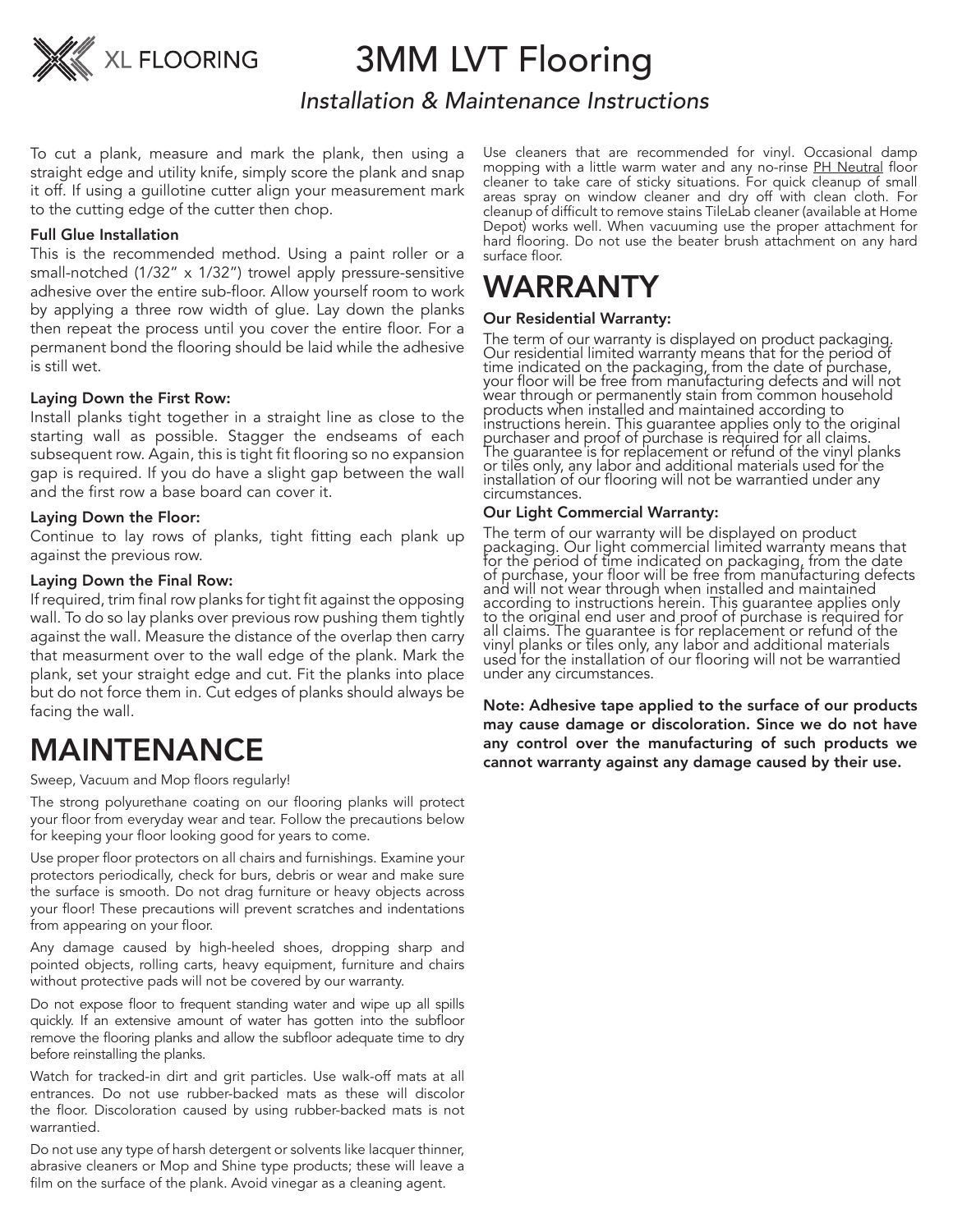# 3MM LVT Flooring

*Installation & Maintenance Instructions*

To cut a plank, measure and mark the plank, then using a straight edge and utility knife, simply score the plank and snap it off. If using a guillotine cutter align your measurement mark to the cutting edge of the cutter then chop.

### Full Glue Installation

This is the recommended method. Using a paint roller or a small-notched (1/32" x 1/32") trowel apply pressure-sensitive adhesive over the entire sub-floor. Allow yourself room to work by applying a three row width of glue. Lay down the planks then repeat the process until you cover the entire floor. For a permanent bond the flooring should be laid while the adhesive is still wet.

### Laying Down the First Row:

Install planks tight together in a straight line as close to the starting wall as possible. Stagger the endseams of each subsequent row. Again, this is tight fit flooring so no expansion gap is required. If you do have a slight gap between the wall and the first row a base board can cover it.

### Laying Down the Floor:

Continue to lay rows of planks, tight fitting each plank up against the previous row.

### Laying Down the Final Row:

If required, trim final row planks for tight fit against the opposing wall. To do so lay planks over previous row pushing them tightly against the wall. Measure the distance of the overlap then carry that measurment over to the wall edge of the plank. Mark the plank, set your straight edge and cut. Fit the planks into place but do not force them in. Cut edges of planks should always be facing the wall.

## MAINTENANCE

Sweep, Vacuum and Mop floors regularly!

The strong polyurethane coating on our flooring planks will protect your floor from everyday wear and tear. Follow the precautions below for keeping your floor looking good for years to come.

Use proper floor protectors on all chairs and furnishings. Examine your protectors periodically, check for burs, debris or wear and make sure the surface is smooth. Do not drag furniture or heavy objects across your floor! These precautions will prevent scratches and indentations from appearing on your floor.

Any damage caused by high-heeled shoes, dropping sharp and pointed objects, rolling carts, heavy equipment, furniture and chairs without protective pads will not be covered by our warranty.

Do not expose floor to frequent standing water and wipe up all spills quickly. If an extensive amount of water has gotten into the subfloor remove the flooring planks and allow the subfloor adequate time to dry before reinstalling the planks.

Watch for tracked-in dirt and grit particles. Use walk-off mats at all entrances. Do not use rubber-backed mats as these will discolor the floor. Discoloration caused by using rubber-backed mats is not warrantied.

Do not use any type of harsh detergent or solvents like lacquer thinner, abrasive cleaners or Mop and Shine type products; these will leave a film on the surface of the plank. Avoid vinegar as a cleaning agent.

Use cleaners that are recommended for vinyl. Occasional damp mopping with a little warm water and any no-rinse PH Neutral floor cleaner to take care of sticky situations. For quick cleanup of small areas spray on window cleaner and dry off with clean cloth. For cleanup of difficult to remove stains TileLab cleaner (available at Home Depot) works well. When vacuuming use the proper attachment for hard flooring. Do not use the beater brush attachment on any hard surface floor.

## WARRANTY

### Our Residential Warranty:

The term of our warranty is displayed on product packaging. Our residential limited warranty means that for the period of time indicated on the packaging, from the date of purchase, your floor will be free from manufacturing defects and will not wear through or permanently stain from common household products when installed and maintained according to instructions herein. This guarantee applies only to the original purchaser and proof of purchase is required for all claims. The guarantee is for replacement or refund of the vinyl planks or tiles only, any labor and additional materials used for the installation of our flooring will not be warrantied under any circumstances.

### Our Light Commercial Warranty:

The term of our warranty will be displayed on product packaging. Our light commercial limited warranty means that for the period of time indicated on packaging, from the date of purchase, your floor will be free from manufacturing defects and will not wear through when installed and maintained according to instructions herein. This guarantee applies only to the original end user and proof of purchase is required for all claims. The guarantee is for replacement or refund of the vinyl planks or tiles only, any labor and additional materials used for the installation of our flooring will not be warrantied under any circumstances.

**Note: Adhesive tape applied to the surface of our products may cause damage or discoloration. Since we do not have any control over the manufacturing of such products we cannot warranty against any damage caused by their use.**